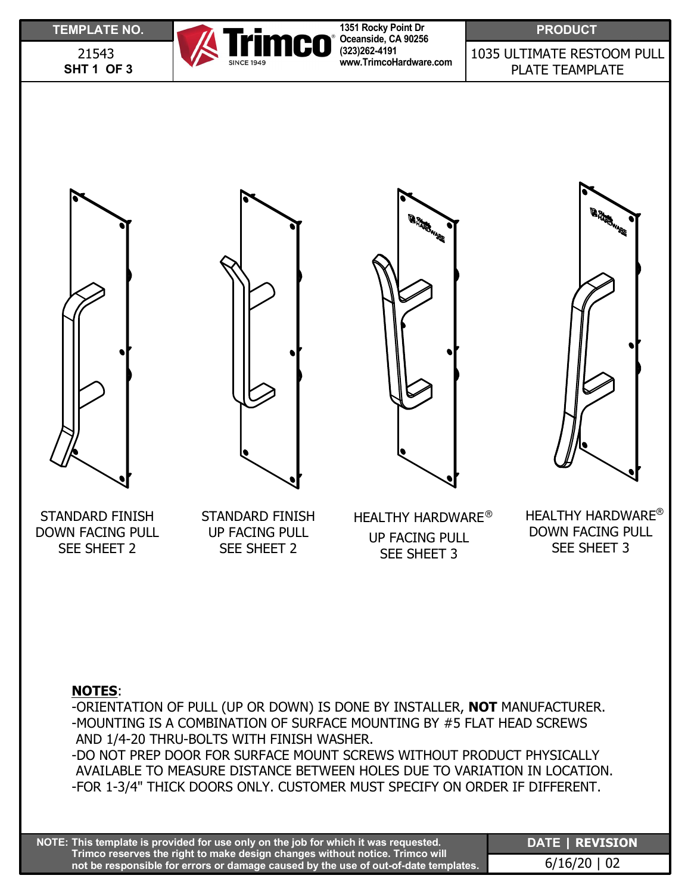| TEMPLATE NO. | | PRODUCT |
|---|---|---|
| 21543<br>**SHT 1 OF 3** | **Trimco** SINCE 1949<br>**1351 Rocky Point Dr**<br>**Oceanside, CA 90256**<br>**(323)262-4191**<br>**www.TrimcoHardware.com** | 1035 ULTIMATE RESTOOM PULL PLATE TEAMPLATE |

STANDARD FINISH
DOWN FACING PULL
SEE SHEET 2

STANDARD FINISH
UP FACING PULL
SEE SHEET 2

HEALTHY HARDWARE®
UP FACING PULL
SEE SHEET 3

HEALTHY HARDWARE®
DOWN FACING PULL
SEE SHEET 3

**NOTES**:

-ORIENTATION OF PULL (UP OR DOWN) IS DONE BY INSTALLER, **NOT** MANUFACTURER.
-MOUNTING IS A COMBINATION OF SURFACE MOUNTING BY #5 FLAT HEAD SCREWS AND 1/4-20 THRU-BOLTS WITH FINISH WASHER.
-DO NOT PREP DOOR FOR SURFACE MOUNT SCREWS WITHOUT PRODUCT PHYSICALLY AVAILABLE TO MEASURE DISTANCE BETWEEN HOLES DUE TO VARIATION IN LOCATION.
-FOR 1-3/4" THICK DOORS ONLY. CUSTOMER MUST SPECIFY ON ORDER IF DIFFERENT.

| **NOTE: This template is provided for use only on the job for which it was requested. Trimco reserves the right to make design changes without notice. Trimco will not be responsible for errors or damage caused by the use of out-of-date templates.** | **DATE \| REVISION** |
|---|---|
| | 6/16/20 \| 02 |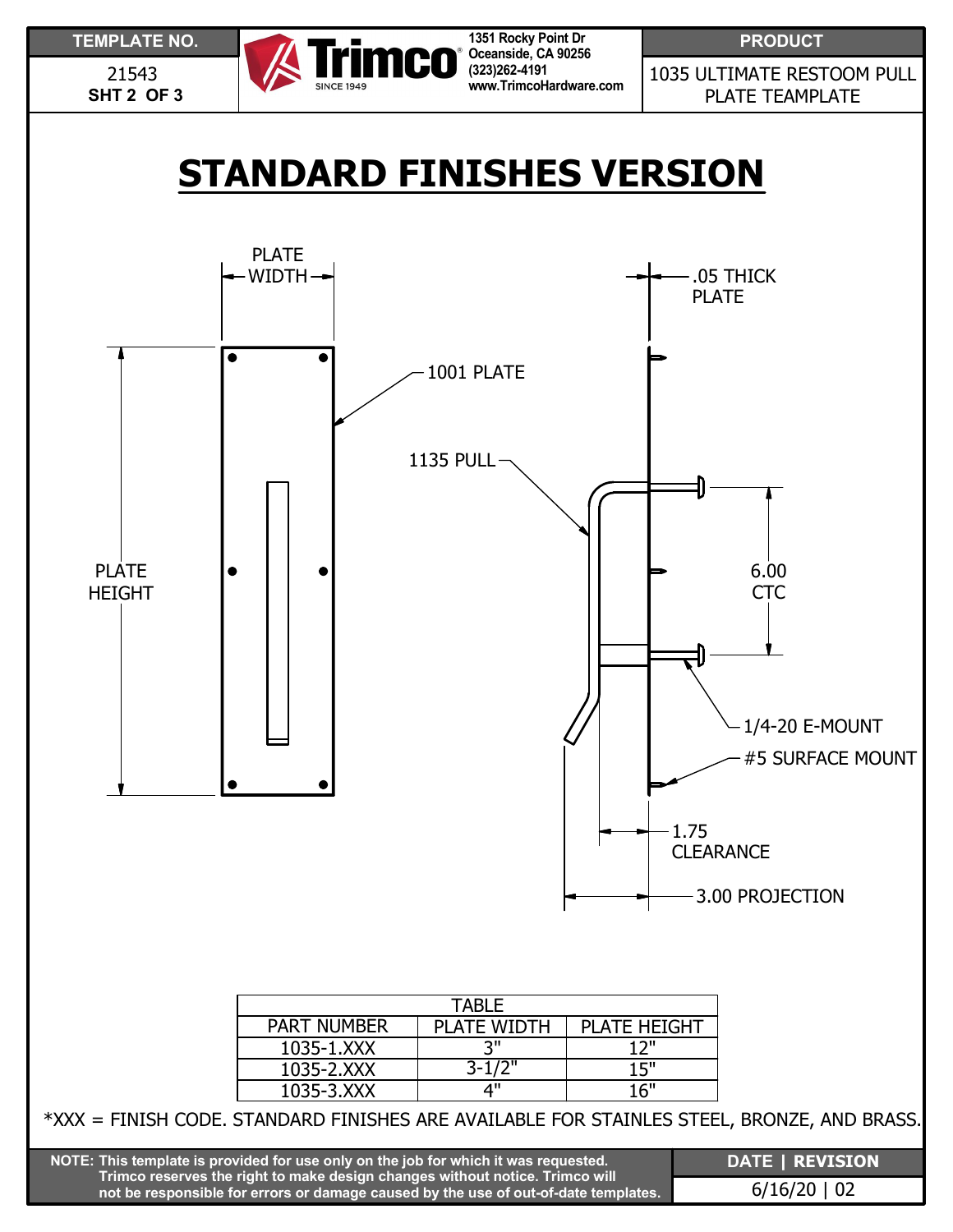TEMPLATE NO.

21543
**SHT 2 OF 3**

Trimco® SINCE 1949
1351 Rocky Point Dr
Oceanside, CA 90256
(323)262-4191
www.TrimcoHardware.com

PRODUCT

1035 ULTIMATE RESTOOM PULL PLATE TEAMPLATE

# STANDARD FINISHES VERSION

PLATE WIDTH

PLATE HEIGHT

1001 PLATE

1135 PULL

.05 THICK PLATE

6.00 CTC

1/4-20 E-MOUNT

#5 SURFACE MOUNT

1.75 CLEARANCE

3.00 PROJECTION

| TABLE | | |
|---|---|---|
| PART NUMBER | PLATE WIDTH | PLATE HEIGHT |
| 1035-1.XXX | 3" | 12" |
| 1035-2.XXX | 3-1/2" | 15" |
| 1035-3.XXX | 4" | 16" |

*XXX = FINISH CODE. STANDARD FINISHES ARE AVAILABLE FOR STAINLES STEEL, BRONZE, AND BRASS.

**NOTE: This template is provided for use only on the job for which it was requested. Trimco reserves the right to make design changes without notice. Trimco will not be responsible for errors or damage caused by the use of out-of-date templates.**

**DATE | REVISION**

6/16/20 | 02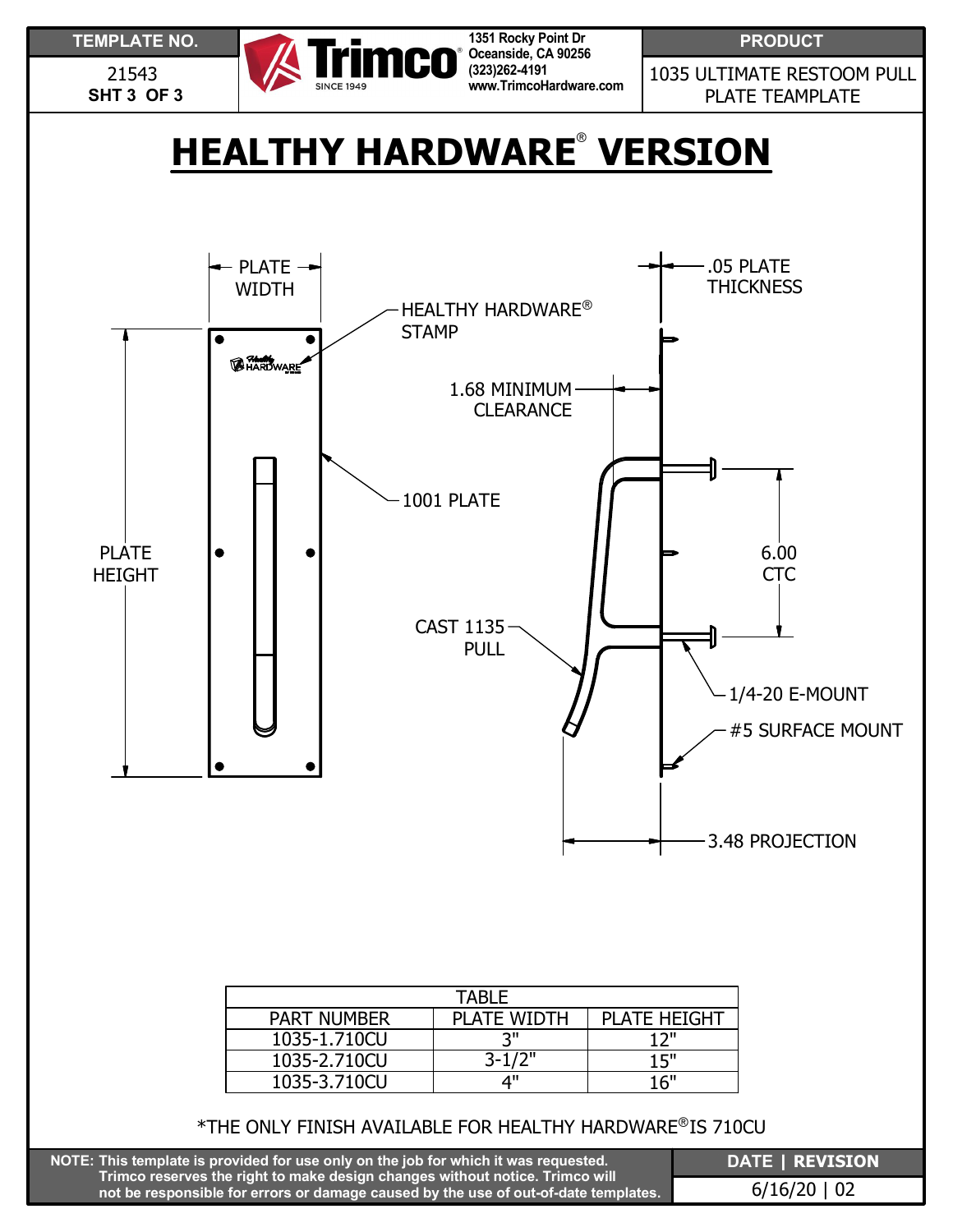| TEMPLATE NO. | | PRODUCT |
|---|---|---|
| 21543<br>**SHT 3 OF 3** | Trimco® SINCE 1949<br>**1351 Rocky Point Dr**<br>**Oceanside, CA 90256**<br>**(323)262-4191**<br>**www.TrimcoHardware.com** | 1035 ULTIMATE RESTOOM PULL PLATE TEAMPLATE |

# HEALTHY HARDWARE® VERSION

PLATE WIDTH

PLATE HEIGHT

HEALTHY HARDWARE® STAMP

1001 PLATE

.05 PLATE THICKNESS

1.68 MINIMUM CLEARANCE

6.00 CTC

CAST 1135 PULL

1/4-20 E-MOUNT

#5 SURFACE MOUNT

3.48 PROJECTION

| TABLE | | |
|---|---|---|
| PART NUMBER | PLATE WIDTH | PLATE HEIGHT |
| 1035-1.710CU | 3" | 12" |
| 1035-2.710CU | 3-1/2" | 15" |
| 1035-3.710CU | 4" | 16" |

*THE ONLY FINISH AVAILABLE FOR HEALTHY HARDWARE®IS 710CU

**NOTE: This template is provided for use only on the job for which it was requested. Trimco reserves the right to make design changes without notice. Trimco will not be responsible for errors or damage caused by the use of out-of-date templates.**

| DATE \| REVISION |
|---|
| 6/16/20 \| 02 |